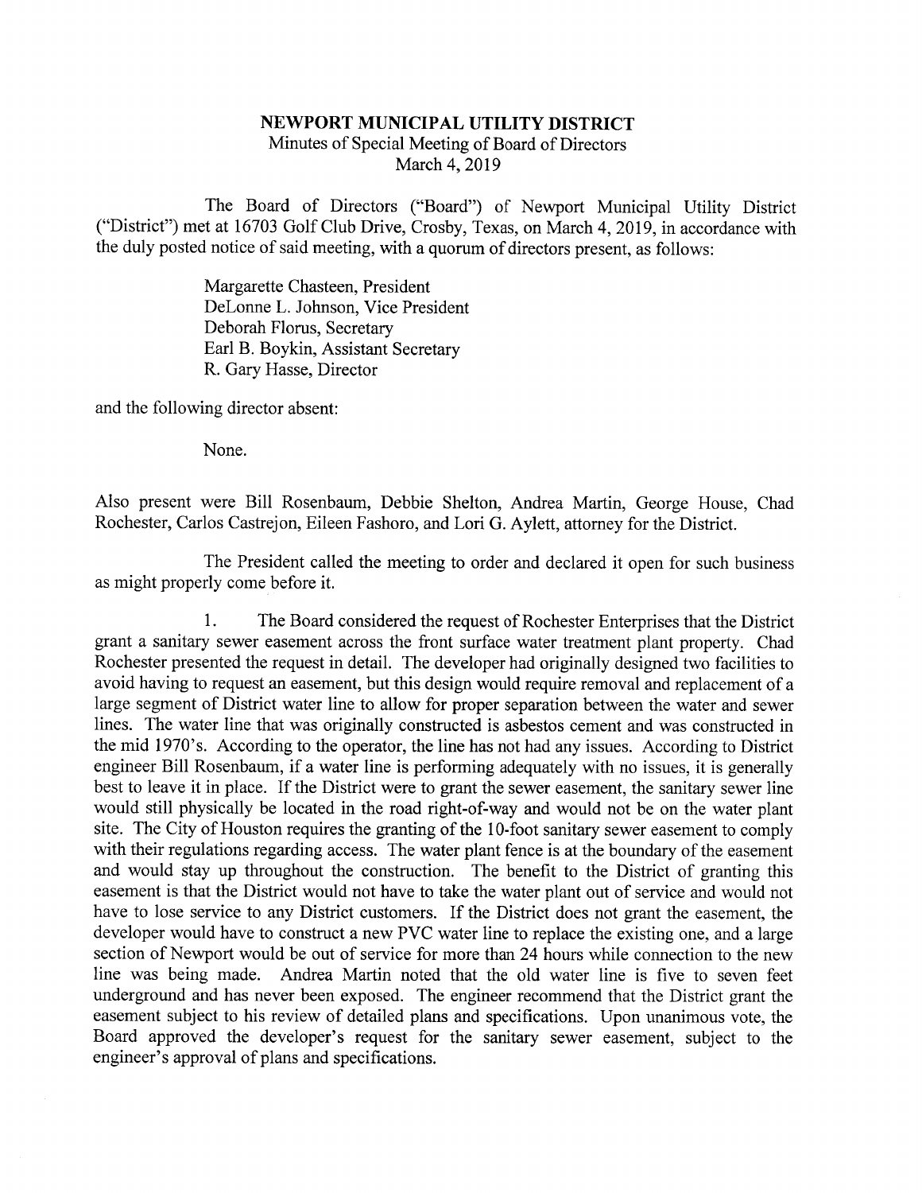# NEWPORT MUNICIPAL UTILITY DISTRICT

Minutes of Special Meeting of Board of Directors
March 4, 2019

The Board of Directors ("Board") of Newport Municipal Utility District ("District") met at 16703 Golf Club Drive, Crosby, Texas, on March 4, 2019, in accordance with the duly posted notice of said meeting, with a quorum of directors present, as follows:

Margarette Chasteen, President
DeLonne L. Johnson, Vice President
Deborah Florus, Secretary
Earl B. Boykin, Assistant Secretary
R. Gary Hasse, Director

and the following director absent:

None.

Also present were Bill Rosenbaum, Debbie Shelton, Andrea Martin, George House, Chad Rochester, Carlos Castrejon, Eileen Fashoro, and Lori G. Aylett, attorney for the District.

The President called the meeting to order and declared it open for such business as might properly come before it.

1. The Board considered the request of Rochester Enterprises that the District grant a sanitary sewer easement across the front surface water treatment plant property. Chad Rochester presented the request in detail. The developer had originally designed two facilities to avoid having to request an easement, but this design would require removal and replacement of a large segment of District water line to allow for proper separation between the water and sewer lines. The water line that was originally constructed is asbestos cement and was constructed in the mid 1970's. According to the operator, the line has not had any issues. According to District engineer Bill Rosenbaum, if a water line is performing adequately with no issues, it is generally best to leave it in place. If the District were to grant the sewer easement, the sanitary sewer line would still physically be located in the road right-of-way and would not be on the water plant site. The City of Houston requires the granting of the 10-foot sanitary sewer easement to comply with their regulations regarding access. The water plant fence is at the boundary of the easement and would stay up throughout the construction. The benefit to the District of granting this easement is that the District would not have to take the water plant out of service and would not have to lose service to any District customers. If the District does not grant the easement, the developer would have to construct a new PVC water line to replace the existing one, and a large section of Newport would be out of service for more than 24 hours while connection to the new line was being made. Andrea Martin noted that the old water line is five to seven feet underground and has never been exposed. The engineer recommend that the District grant the easement subject to his review of detailed plans and specifications. Upon unanimous vote, the Board approved the developer's request for the sanitary sewer easement, subject to the engineer's approval of plans and specifications.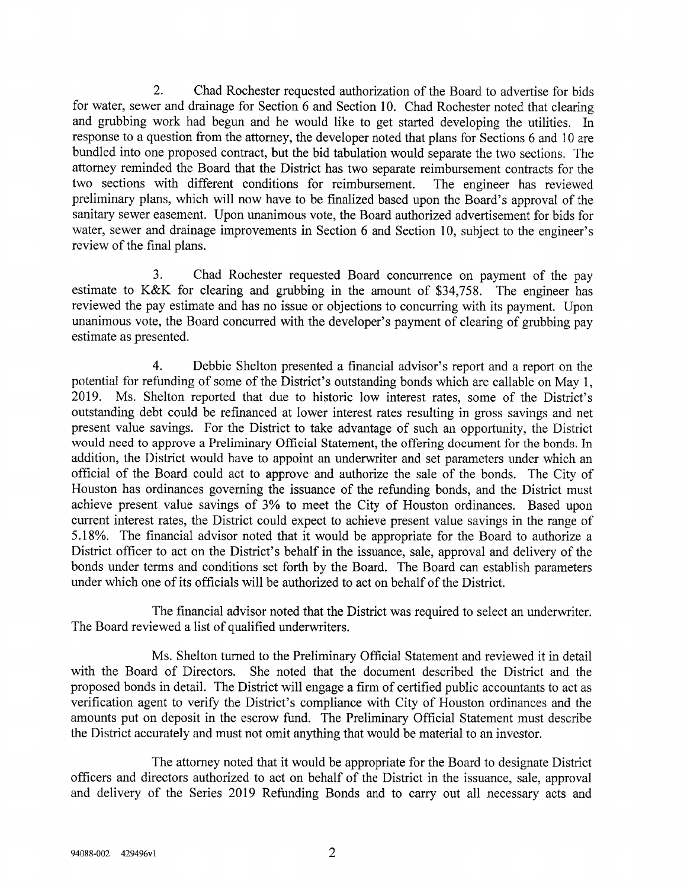2. Chad Rochester requested authorization of the Board to advertise for bids for water, sewer and drainage for Section 6 and Section 10. Chad Rochester noted that clearing and grubbing work had begun and he would like to get started developing the utilities. In response to a question from the attorney, the developer noted that plans for Sections 6 and 10 are bundled into one proposed contract, but the bid tabulation would separate the two sections. The attorney reminded the Board that the District has two separate reimbursement contracts for the two sections with different conditions for reimbursement. The engineer has reviewed preliminary plans, which will now have to be finalized based upon the Board's approval of the sanitary sewer easement. Upon unanimous vote, the Board authorized advertisement for bids for water, sewer and drainage improvements in Section 6 and Section 10, subject to the engineer's review of the final plans.

3. Chad Rochester requested Board concurrence on payment of the pay estimate to K&K for clearing and grubbing in the amount of $34,758. The engineer has reviewed the pay estimate and has no issue or objections to concurring with its payment. Upon unanimous vote, the Board concurred with the developer's payment of clearing of grubbing pay estimate as presented.

4. Debbie Shelton presented a financial advisor's report and a report on the potential for refunding of some of the District's outstanding bonds which are callable on May 1, 2019. Ms. Shelton reported that due to historic low interest rates, some of the District's outstanding debt could be refinanced at lower interest rates resulting in gross savings and net present value savings. For the District to take advantage of such an opportunity, the District would need to approve a Preliminary Official Statement, the offering document for the bonds. In addition, the District would have to appoint an underwriter and set parameters under which an official of the Board could act to approve and authorize the sale of the bonds. The City of Houston has ordinances governing the issuance of the refunding bonds, and the District must achieve present value savings of 3% to meet the City of Houston ordinances. Based upon current interest rates, the District could expect to achieve present value savings in the range of 5.18%. The financial advisor noted that it would be appropriate for the Board to authorize a District officer to act on the District's behalf in the issuance, sale, approval and delivery of the bonds under terms and conditions set forth by the Board. The Board can establish parameters under which one of its officials will be authorized to act on behalf of the District.

The financial advisor noted that the District was required to select an underwriter. The Board reviewed a list of qualified underwriters.

Ms. Shelton turned to the Preliminary Official Statement and reviewed it in detail with the Board of Directors. She noted that the document described the District and the proposed bonds in detail. The District will engage a firm of certified public accountants to act as verification agent to verify the District's compliance with City of Houston ordinances and the amounts put on deposit in the escrow fund. The Preliminary Official Statement must describe the District accurately and must not omit anything that would be material to an investor.

The attorney noted that it would be appropriate for the Board to designate District officers and directors authorized to act on behalf of the District in the issuance, sale, approval and delivery of the Series 2019 Refunding Bonds and to carry out all necessary acts and

94088-002 429496v1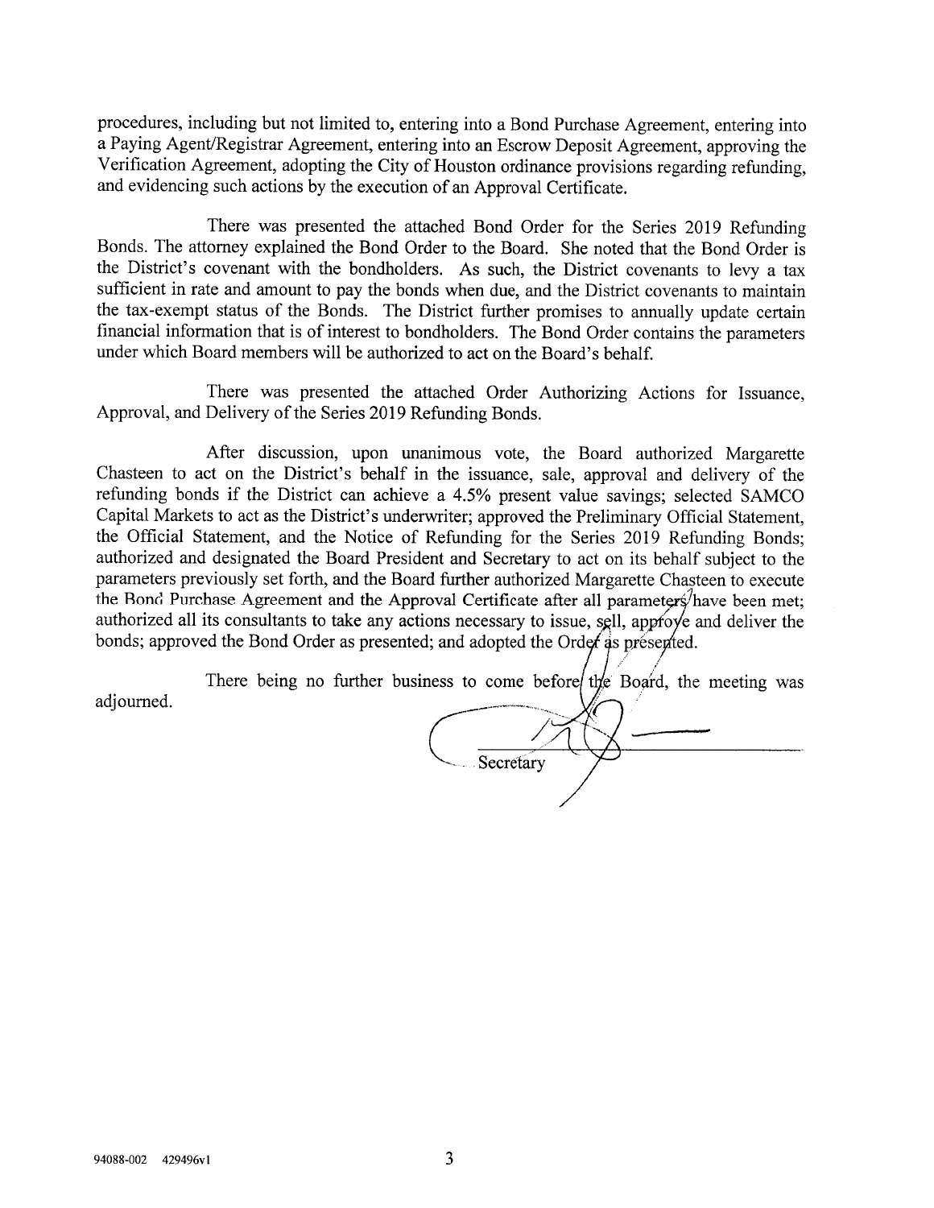procedures, including but not limited to, entering into a Bond Purchase Agreement, entering into a Paying Agent/Registrar Agreement, entering into an Escrow Deposit Agreement, approving the Verification Agreement, adopting the City of Houston ordinance provisions regarding refunding, and evidencing such actions by the execution of an Approval Certificate.

There was presented the attached Bond Order for the Series 2019 Refunding Bonds. The attorney explained the Bond Order to the Board. She noted that the Bond Order is the District's covenant with the bondholders. As such, the District covenants to levy a tax sufficient in rate and amount to pay the bonds when due, and the District covenants to maintain the tax-exempt status of the Bonds. The District further promises to annually update certain financial information that is of interest to bondholders. The Bond Order contains the parameters under which Board members will be authorized to act on the Board's behalf.

There was presented the attached Order Authorizing Actions for Issuance, Approval, and Delivery of the Series 2019 Refunding Bonds.

After discussion, upon unanimous vote, the Board authorized Margarette Chasteen to act on the District's behalf in the issuance, sale, approval and delivery of the refunding bonds if the District can achieve a 4.5% present value savings; selected SAMCO Capital Markets to act as the District's underwriter; approved the Preliminary Official Statement, the Official Statement, and the Notice of Refunding for the Series 2019 Refunding Bonds; authorized and designated the Board President and Secretary to act on its behalf subject to the parameters previously set forth, and the Board further authorized Margarette Chasteen to execute the Bond Purchase Agreement and the Approval Certificate after all parameters have been met; authorized all its consultants to take any actions necessary to issue, sell, approve and deliver the bonds; approved the Bond Order as presented; and adopted the Order as presented.

There being no further business to come before the Board, the meeting was adjourned.

Secretary

94088-002 429496v1